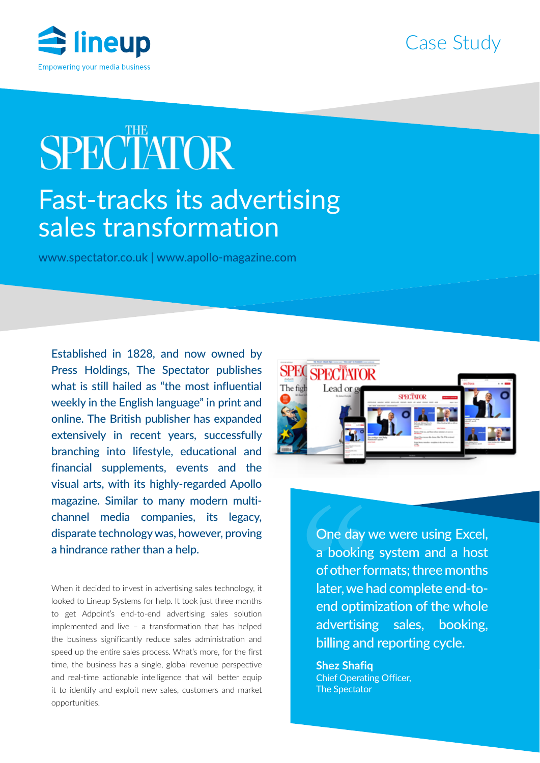lineup

Empowering your media business

Case Study

# THE SPECTATOR

## Fast-tracks its advertising sales transformation

www.spectator.co.uk | www.apollo-magazine.com

Established in 1828, and now owned by Press Holdings, The Spectator publishes what is still hailed as "the most influential weekly in the English language" in print and online. The British publisher has expanded extensively in recent years, successfully branching into lifestyle, educational and financial supplements, events and the visual arts, with its highly-regarded Apollo magazine. Similar to many modern multi-channel media companies, its legacy, disparate technology was, however, proving a hindrance rather than a help.

When it decided to invest in advertising sales technology, it looked to Lineup Systems for help. It took just three months to get Adpoint's end-to-end advertising sales solution implemented and live – a transformation that has helped the business significantly reduce sales administration and speed up the entire sales process. What's more, for the first time, the business has a single, global revenue perspective and real-time actionable intelligence that will better equip it to identify and exploit new sales, customers and market opportunities.

> One day we were using Excel, a booking system and a host of other formats; three months later, we had complete end-to-end optimization of the whole advertising sales, booking, billing and reporting cycle.
>
> **Shez Shafiq**
> Chief Operating Officer,
> The Spectator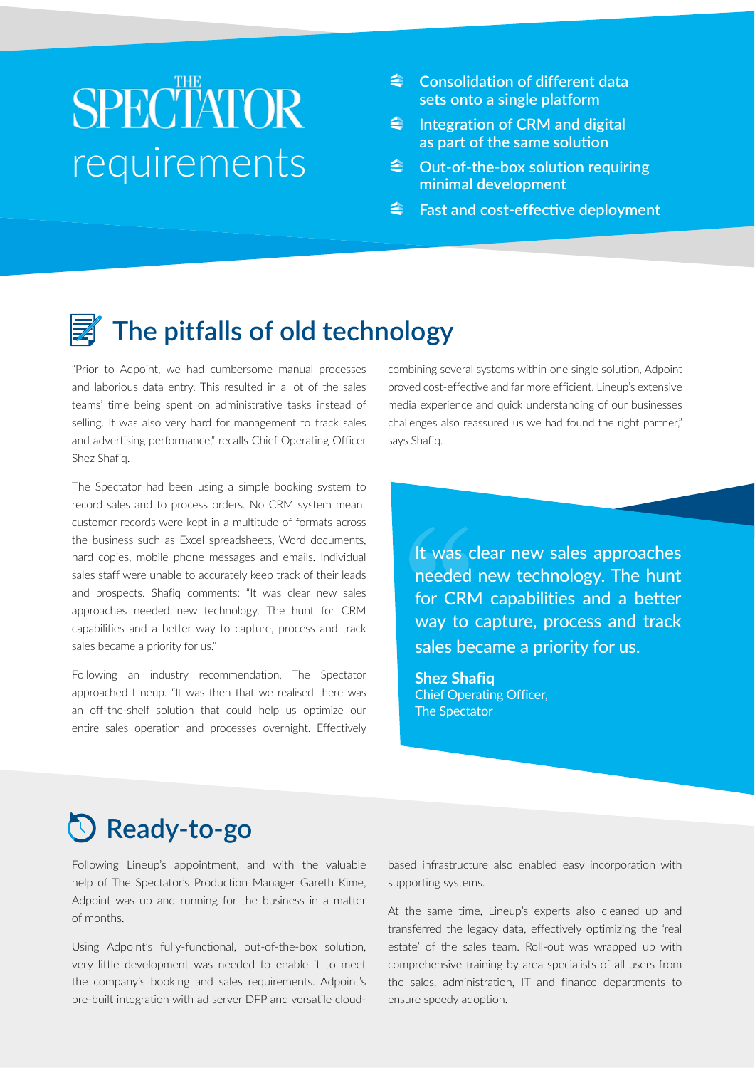# THE SPECTATOR requirements

- Consolidation of different data sets onto a single platform
- Integration of CRM and digital as part of the same solution
- Out-of-the-box solution requiring minimal development
- Fast and cost-effective deployment

## The pitfalls of old technology

"Prior to Adpoint, we had cumbersome manual processes and laborious data entry. This resulted in a lot of the sales teams' time being spent on administrative tasks instead of selling. It was also very hard for management to track sales and advertising performance," recalls Chief Operating Officer Shez Shafiq.

The Spectator had been using a simple booking system to record sales and to process orders. No CRM system meant customer records were kept in a multitude of formats across the business such as Excel spreadsheets, Word documents, hard copies, mobile phone messages and emails. Individual sales staff were unable to accurately keep track of their leads and prospects. Shafiq comments: "It was clear new sales approaches needed new technology. The hunt for CRM capabilities and a better way to capture, process and track sales became a priority for us."

Following an industry recommendation, The Spectator approached Lineup. "It was then that we realised there was an off-the-shelf solution that could help us optimize our entire sales operation and processes overnight. Effectively combining several systems within one single solution, Adpoint proved cost-effective and far more efficient. Lineup's extensive media experience and quick understanding of our businesses challenges also reassured us we had found the right partner," says Shafiq.

> "It was clear new sales approaches needed new technology. The hunt for CRM capabilities and a better way to capture, process and track sales became a priority for us.
>
> **Shez Shafiq**
> Chief Operating Officer,
> The Spectator

## Ready-to-go

Following Lineup's appointment, and with the valuable help of The Spectator's Production Manager Gareth Kime, Adpoint was up and running for the business in a matter of months.

Using Adpoint's fully-functional, out-of-the-box solution, very little development was needed to enable it to meet the company's booking and sales requirements. Adpoint's pre-built integration with ad server DFP and versatile cloud-based infrastructure also enabled easy incorporation with supporting systems.

At the same time, Lineup's experts also cleaned up and transferred the legacy data, effectively optimizing the 'real estate' of the sales team. Roll-out was wrapped up with comprehensive training by area specialists of all users from the sales, administration, IT and finance departments to ensure speedy adoption.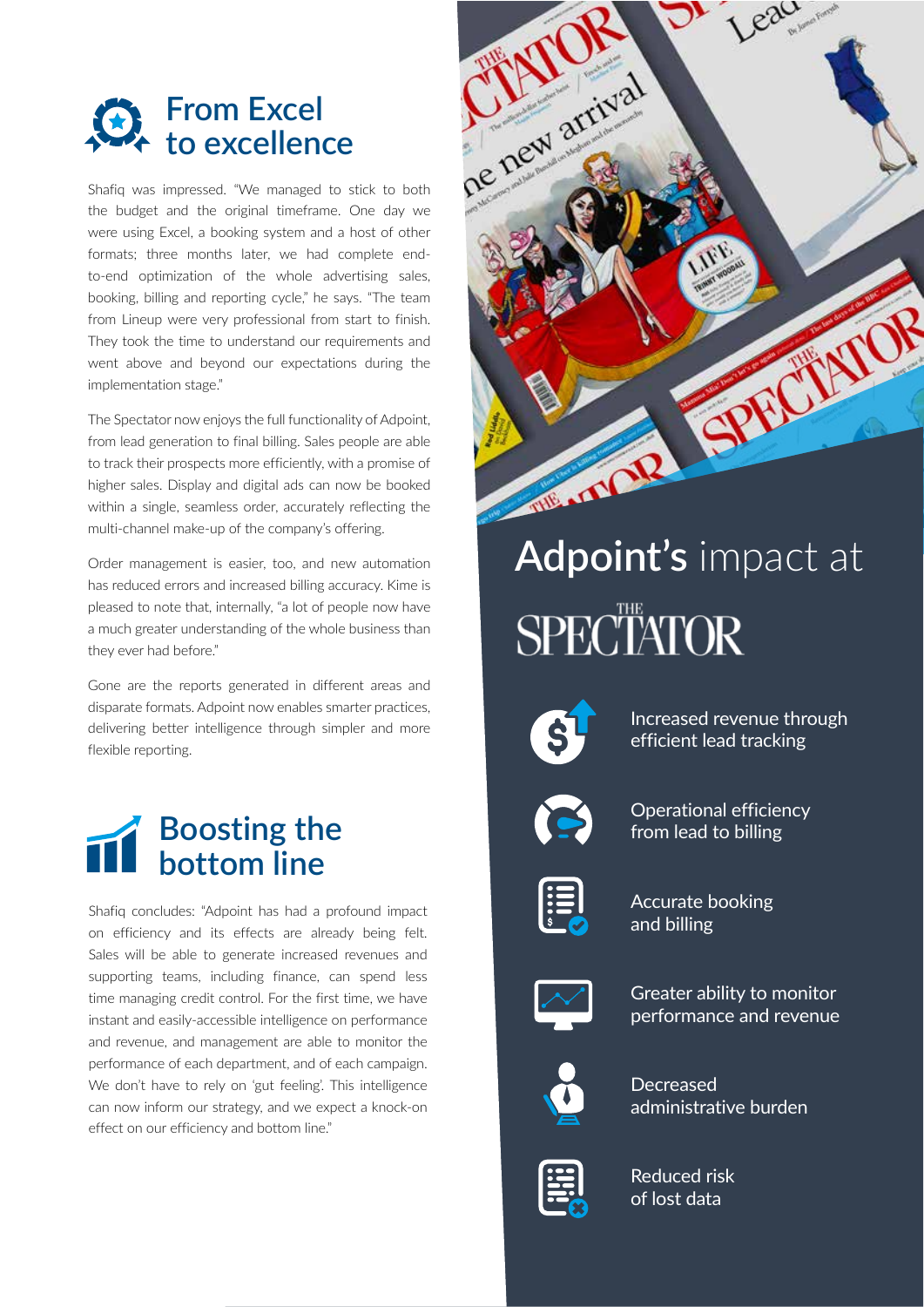## From Excel to excellence

Shafiq was impressed. "We managed to stick to both the budget and the original timeframe. One day we were using Excel, a booking system and a host of other formats; three months later, we had complete end-to-end optimization of the whole advertising sales, booking, billing and reporting cycle," he says. "The team from Lineup were very professional from start to finish. They took the time to understand our requirements and went above and beyond our expectations during the implementation stage."

The Spectator now enjoys the full functionality of Adpoint, from lead generation to final billing. Sales people are able to track their prospects more efficiently, with a promise of higher sales. Display and digital ads can now be booked within a single, seamless order, accurately reflecting the multi-channel make-up of the company's offering.

Order management is easier, too, and new automation has reduced errors and increased billing accuracy. Kime is pleased to note that, internally, "a lot of people now have a much greater understanding of the whole business than they ever had before."

Gone are the reports generated in different areas and disparate formats. Adpoint now enables smarter practices, delivering better intelligence through simpler and more flexible reporting.

## Boosting the bottom line

Shafiq concludes: "Adpoint has had a profound impact on efficiency and its effects are already being felt. Sales will be able to generate increased revenues and supporting teams, including finance, can spend less time managing credit control. For the first time, we have instant and easily-accessible intelligence on performance and revenue, and management are able to monitor the performance of each department, and of each campaign. We don't have to rely on 'gut feeling'. This intelligence can now inform our strategy, and we expect a knock-on effect on our efficiency and bottom line."

## Adpoint's impact at THE SPECTATOR

- Increased revenue through efficient lead tracking
- Operational efficiency from lead to billing
- Accurate booking and billing
- Greater ability to monitor performance and revenue
- Decreased administrative burden
- Reduced risk of lost data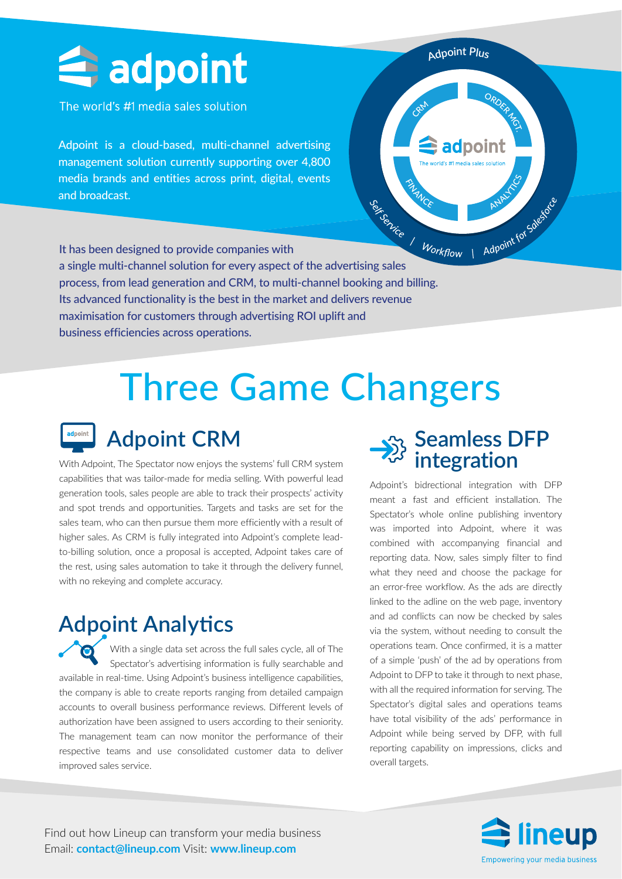# adpoint

The world's #1 media sales solution

Adpoint is a cloud-based, multi-channel advertising management solution currently supporting over 4,800 media brands and entities across print, digital, events and broadcast.

Adpoint Plus

CRM

ORDER MGT.

adpoint

The world's #1 media sales solution

FINANCE

ANALYTICS

Self Service / Workflow | Adpoint for Salesforce

It has been designed to provide companies with a single multi-channel solution for every aspect of the advertising sales process, from lead generation and CRM, to multi-channel booking and billing. Its advanced functionality is the best in the market and delivers revenue maximisation for customers through advertising ROI uplift and business efficiencies across operations.

# Three Game Changers

## Adpoint CRM

With Adpoint, The Spectator now enjoys the systems' full CRM system capabilities that was tailor-made for media selling. With powerful lead generation tools, sales people are able to track their prospects' activity and spot trends and opportunities. Targets and tasks are set for the sales team, who can then pursue them more efficiently with a result of higher sales. As CRM is fully integrated into Adpoint's complete lead-to-billing solution, once a proposal is accepted, Adpoint takes care of the rest, using sales automation to take it through the delivery funnel, with no rekeying and complete accuracy.

## Adpoint Analytics

With a single data set across the full sales cycle, all of The Spectator's advertising information is fully searchable and available in real-time. Using Adpoint's business intelligence capabilities, the company is able to create reports ranging from detailed campaign accounts to overall business performance reviews. Different levels of authorization have been assigned to users according to their seniority. The management team can now monitor the performance of their respective teams and use consolidated customer data to deliver improved sales service.

## Seamless DFP integration

Adpoint's bidrectional integration with DFP meant a fast and efficient installation. The Spectator's whole online publishing inventory was imported into Adpoint, where it was combined with accompanying financial and reporting data. Now, sales simply filter to find what they need and choose the package for an error-free workflow. As the ads are directly linked to the adline on the web page, inventory and ad conflicts can now be checked by sales via the system, without needing to consult the operations team. Once confirmed, it is a matter of a simple 'push' of the ad by operations from Adpoint to DFP to take it through to next phase, with all the required information for serving. The Spectator's digital sales and operations teams have total visibility of the ads' performance in Adpoint while being served by DFP, with full reporting capability on impressions, clicks and overall targets.

Find out how Lineup can transform your media business
Email: **contact@lineup.com** Visit: **www.lineup.com**

lineup

Empowering your media business